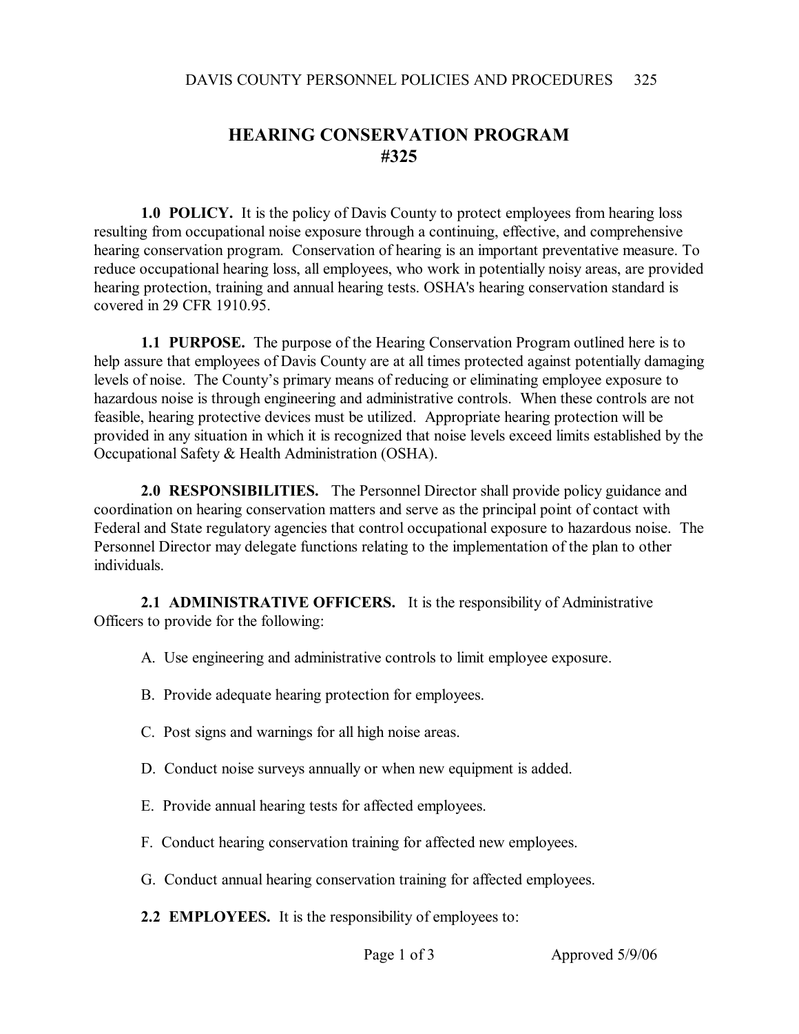# HEARING CONSERVATION PROGRAM
# #325

**1.0 POLICY.** It is the policy of Davis County to protect employees from hearing loss resulting from occupational noise exposure through a continuing, effective, and comprehensive hearing conservation program. Conservation of hearing is an important preventative measure. To reduce occupational hearing loss, all employees, who work in potentially noisy areas, are provided hearing protection, training and annual hearing tests. OSHA's hearing conservation standard is covered in 29 CFR 1910.95.

**1.1 PURPOSE.** The purpose of the Hearing Conservation Program outlined here is to help assure that employees of Davis County are at all times protected against potentially damaging levels of noise. The County's primary means of reducing or eliminating employee exposure to hazardous noise is through engineering and administrative controls. When these controls are not feasible, hearing protective devices must be utilized. Appropriate hearing protection will be provided in any situation in which it is recognized that noise levels exceed limits established by the Occupational Safety & Health Administration (OSHA).

**2.0 RESPONSIBILITIES.** The Personnel Director shall provide policy guidance and coordination on hearing conservation matters and serve as the principal point of contact with Federal and State regulatory agencies that control occupational exposure to hazardous noise. The Personnel Director may delegate functions relating to the implementation of the plan to other individuals.

**2.1 ADMINISTRATIVE OFFICERS.** It is the responsibility of Administrative Officers to provide for the following:

A. Use engineering and administrative controls to limit employee exposure.

B. Provide adequate hearing protection for employees.

C. Post signs and warnings for all high noise areas.

D. Conduct noise surveys annually or when new equipment is added.

E. Provide annual hearing tests for affected employees.

F. Conduct hearing conservation training for affected new employees.

G. Conduct annual hearing conservation training for affected employees.

**2.2 EMPLOYEES.** It is the responsibility of employees to: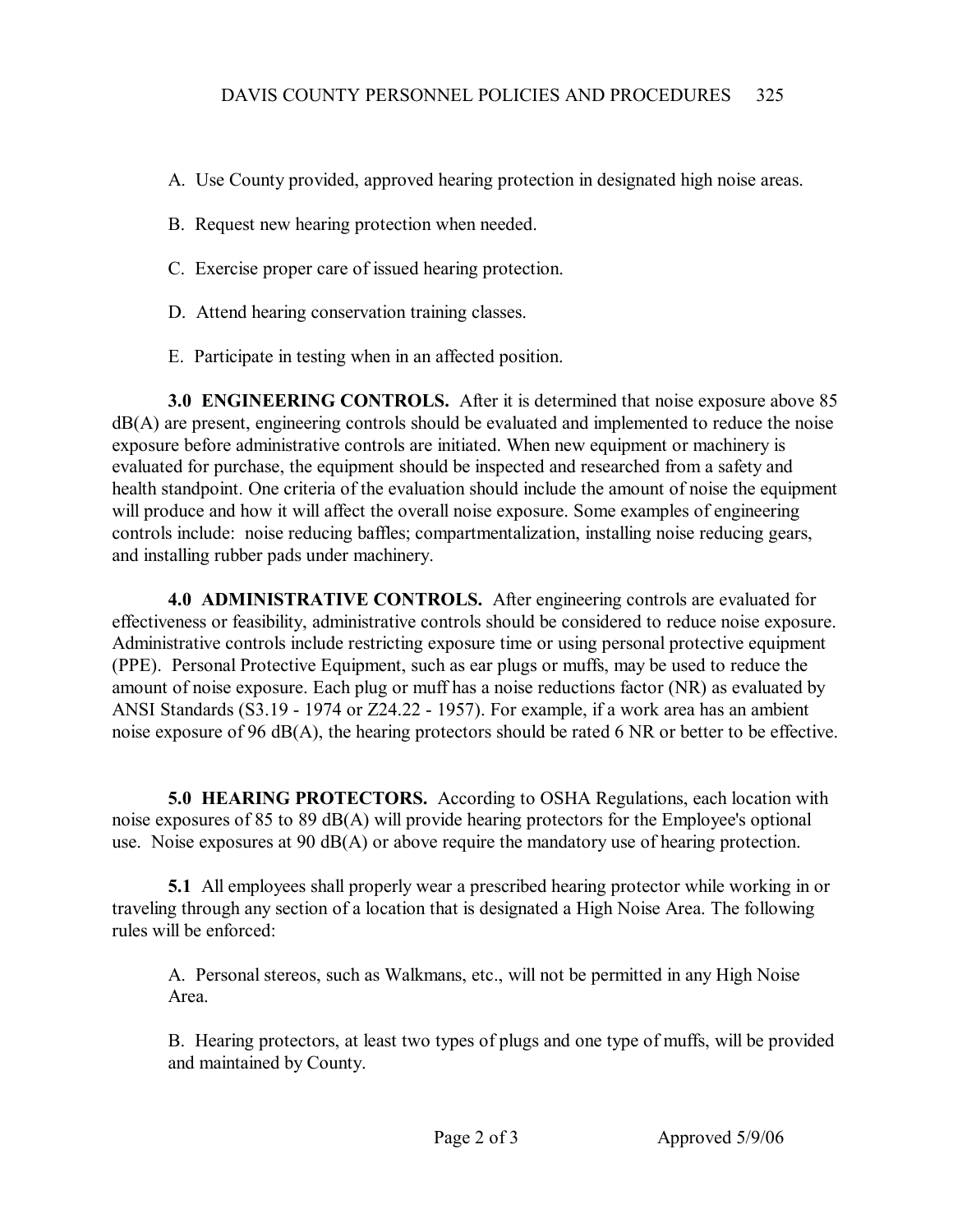A. Use County provided, approved hearing protection in designated high noise areas.

B. Request new hearing protection when needed.

C. Exercise proper care of issued hearing protection.

D. Attend hearing conservation training classes.

E. Participate in testing when in an affected position.

**3.0 ENGINEERING CONTROLS.** After it is determined that noise exposure above 85 dB(A) are present, engineering controls should be evaluated and implemented to reduce the noise exposure before administrative controls are initiated. When new equipment or machinery is evaluated for purchase, the equipment should be inspected and researched from a safety and health standpoint. One criteria of the evaluation should include the amount of noise the equipment will produce and how it will affect the overall noise exposure. Some examples of engineering controls include: noise reducing baffles; compartmentalization, installing noise reducing gears, and installing rubber pads under machinery.

**4.0 ADMINISTRATIVE CONTROLS.** After engineering controls are evaluated for effectiveness or feasibility, administrative controls should be considered to reduce noise exposure. Administrative controls include restricting exposure time or using personal protective equipment (PPE). Personal Protective Equipment, such as ear plugs or muffs, may be used to reduce the amount of noise exposure. Each plug or muff has a noise reductions factor (NR) as evaluated by ANSI Standards (S3.19 - 1974 or Z24.22 - 1957). For example, if a work area has an ambient noise exposure of 96 dB(A), the hearing protectors should be rated 6 NR or better to be effective.

**5.0 HEARING PROTECTORS.** According to OSHA Regulations, each location with noise exposures of 85 to 89 dB(A) will provide hearing protectors for the Employee's optional use. Noise exposures at 90 dB(A) or above require the mandatory use of hearing protection.

**5.1** All employees shall properly wear a prescribed hearing protector while working in or traveling through any section of a location that is designated a High Noise Area. The following rules will be enforced:

A. Personal stereos, such as Walkmans, etc., will not be permitted in any High Noise Area.

B. Hearing protectors, at least two types of plugs and one type of muffs, will be provided and maintained by County.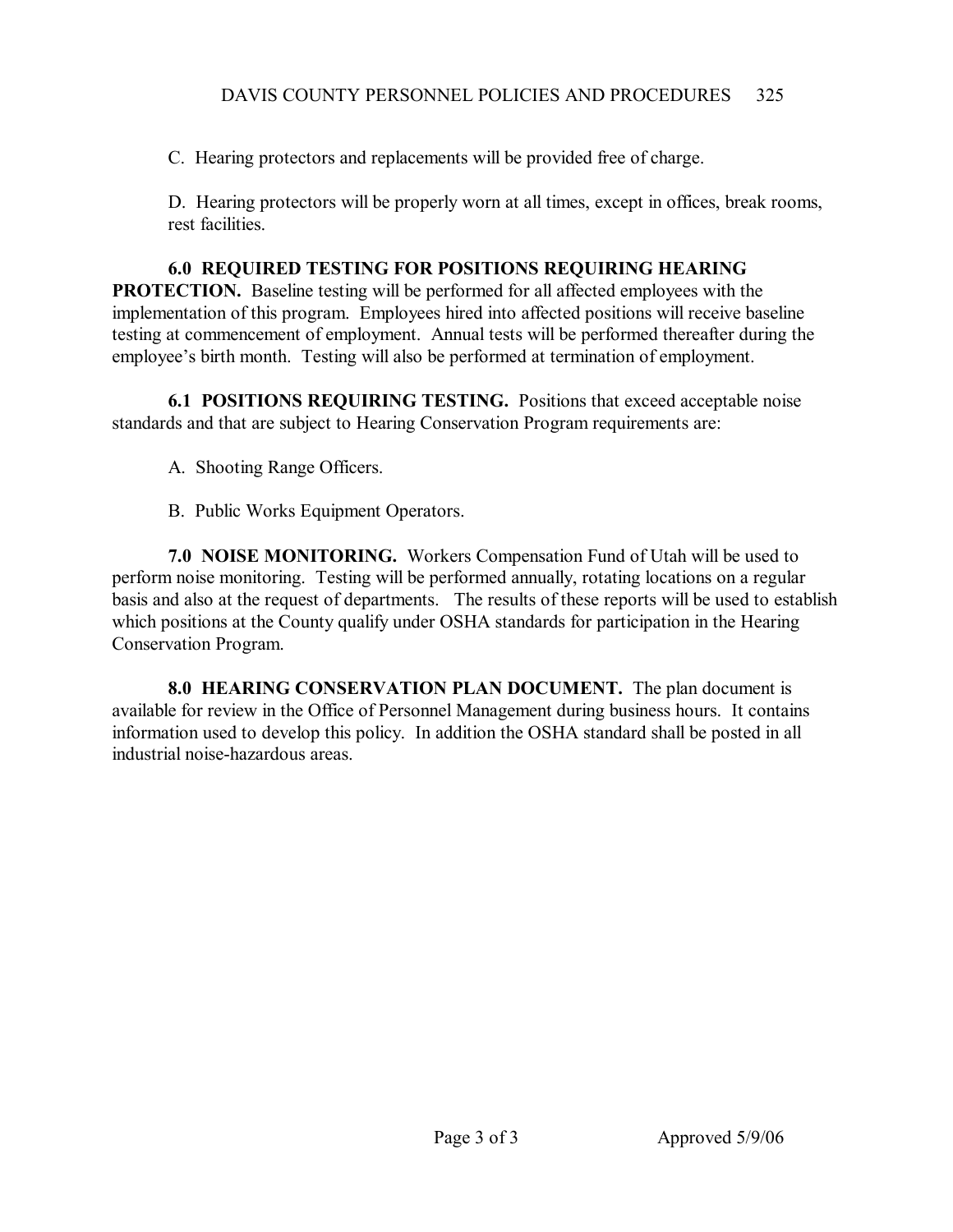C. Hearing protectors and replacements will be provided free of charge.

D. Hearing protectors will be properly worn at all times, except in offices, break rooms, rest facilities.

**6.0 REQUIRED TESTING FOR POSITIONS REQUIRING HEARING PROTECTION.** Baseline testing will be performed for all affected employees with the implementation of this program. Employees hired into affected positions will receive baseline testing at commencement of employment. Annual tests will be performed thereafter during the employee's birth month. Testing will also be performed at termination of employment.

**6.1 POSITIONS REQUIRING TESTING.** Positions that exceed acceptable noise standards and that are subject to Hearing Conservation Program requirements are:

A. Shooting Range Officers.

B. Public Works Equipment Operators.

**7.0 NOISE MONITORING.** Workers Compensation Fund of Utah will be used to perform noise monitoring. Testing will be performed annually, rotating locations on a regular basis and also at the request of departments. The results of these reports will be used to establish which positions at the County qualify under OSHA standards for participation in the Hearing Conservation Program.

**8.0 HEARING CONSERVATION PLAN DOCUMENT.** The plan document is available for review in the Office of Personnel Management during business hours. It contains information used to develop this policy. In addition the OSHA standard shall be posted in all industrial noise-hazardous areas.

Approved 5/9/06